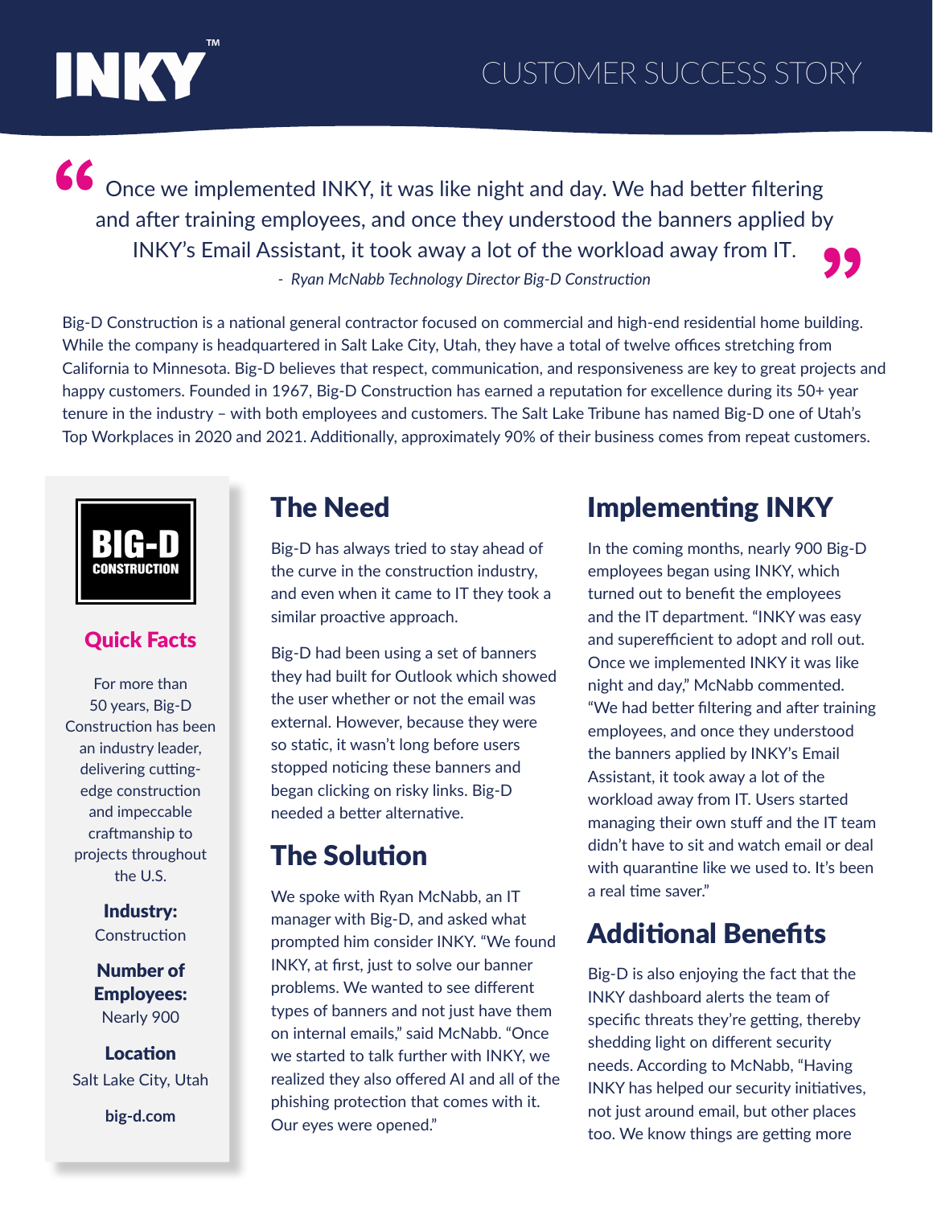# INKY™

## CUSTOMER SUCCESS STORY

> "Once we implemented INKY, it was like night and day. We had better filtering and after training employees, and once they understood the banners applied by INKY's Email Assistant, it took away a lot of the workload away from IT."
>
> *- Ryan McNabb Technology Director Big-D Construction*

Big-D Construction is a national general contractor focused on commercial and high-end residential home building. While the company is headquartered in Salt Lake City, Utah, they have a total of twelve offices stretching from California to Minnesota. Big-D believes that respect, communication, and responsiveness are key to great projects and happy customers. Founded in 1967, Big-D Construction has earned a reputation for excellence during its 50+ year tenure in the industry – with both employees and customers. The Salt Lake Tribune has named Big-D one of Utah's Top Workplaces in 2020 and 2021. Additionally, approximately 90% of their business comes from repeat customers.

**BIG-D CONSTRUCTION**

### Quick Facts

For more than 50 years, Big-D Construction has been an industry leader, delivering cutting-edge construction and impeccable craftmanship to projects throughout the U.S.

**Industry:**
Construction

**Number of Employees:**
Nearly 900

**Location**
Salt Lake City, Utah

**big-d.com**

## The Need

Big-D has always tried to stay ahead of the curve in the construction industry, and even when it came to IT they took a similar proactive approach.

Big-D had been using a set of banners they had built for Outlook which showed the user whether or not the email was external. However, because they were so static, it wasn't long before users stopped noticing these banners and began clicking on risky links. Big-D needed a better alternative.

## The Solution

We spoke with Ryan McNabb, an IT manager with Big-D, and asked what prompted him consider INKY. "We found INKY, at first, just to solve our banner problems. We wanted to see different types of banners and not just have them on internal emails," said McNabb. "Once we started to talk further with INKY, we realized they also offered AI and all of the phishing protection that comes with it. Our eyes were opened."

## Implementing INKY

In the coming months, nearly 900 Big-D employees began using INKY, which turned out to benefit the employees and the IT department. "INKY was easy and superefficient to adopt and roll out. Once we implemented INKY it was like night and day," McNabb commented. "We had better filtering and after training employees, and once they understood the banners applied by INKY's Email Assistant, it took away a lot of the workload away from IT. Users started managing their own stuff and the IT team didn't have to sit and watch email or deal with quarantine like we used to. It's been a real time saver."

## Additional Benefits

Big-D is also enjoying the fact that the INKY dashboard alerts the team of specific threats they're getting, thereby shedding light on different security needs. According to McNabb, "Having INKY has helped our security initiatives, not just around email, but other places too. We know things are getting more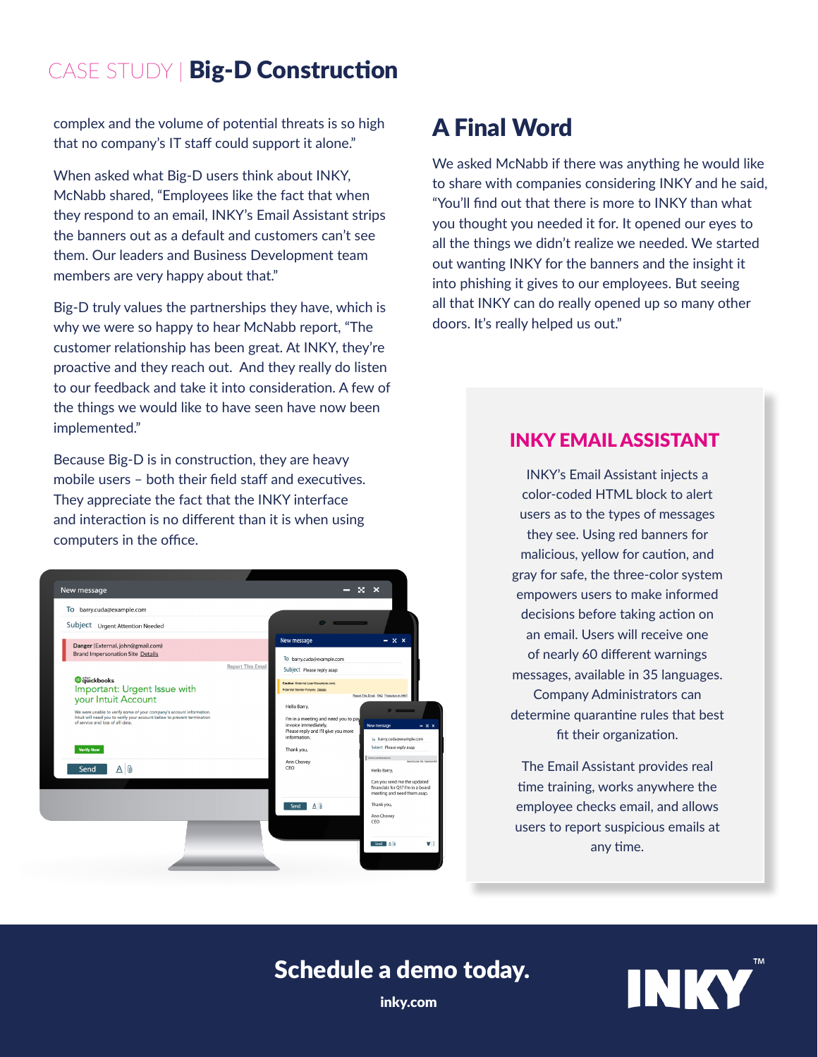complex and the volume of potential threats is so high that no company's IT staff could support it alone."

When asked what Big-D users think about INKY, McNabb shared, "Employees like the fact that when they respond to an email, INKY's Email Assistant strips the banners out as a default and customers can't see them. Our leaders and Business Development team members are very happy about that."

Big-D truly values the partnerships they have, which is why we were so happy to hear McNabb report, "The customer relationship has been great. At INKY, they're proactive and they reach out. And they really do listen to our feedback and take it into consideration. A few of the things we would like to have seen have now been implemented."

Because Big-D is in construction, they are heavy mobile users – both their field staff and executives. They appreciate the fact that the INKY interface and interaction is no different than it is when using computers in the office.

## A Final Word

We asked McNabb if there was anything he would like to share with companies considering INKY and he said, "You'll find out that there is more to INKY than what you thought you needed it for. It opened our eyes to all the things we didn't realize we needed. We started out wanting INKY for the banners and the insight it into phishing it gives to our employees. But seeing all that INKY can do really opened up so many other doors. It's really helped us out."

### INKY EMAIL ASSISTANT

INKY's Email Assistant injects a color-coded HTML block to alert users as to the types of messages they see. Using red banners for malicious, yellow for caution, and gray for safe, the three-color system empowers users to make informed decisions before taking action on an email. Users will receive one of nearly 60 different warnings messages, available in 35 languages. Company Administrators can determine quarantine rules that best fit their organization.

The Email Assistant provides real time training, works anywhere the employee checks email, and allows users to report suspicious emails at any time.

**Schedule a demo today.**

inky.com